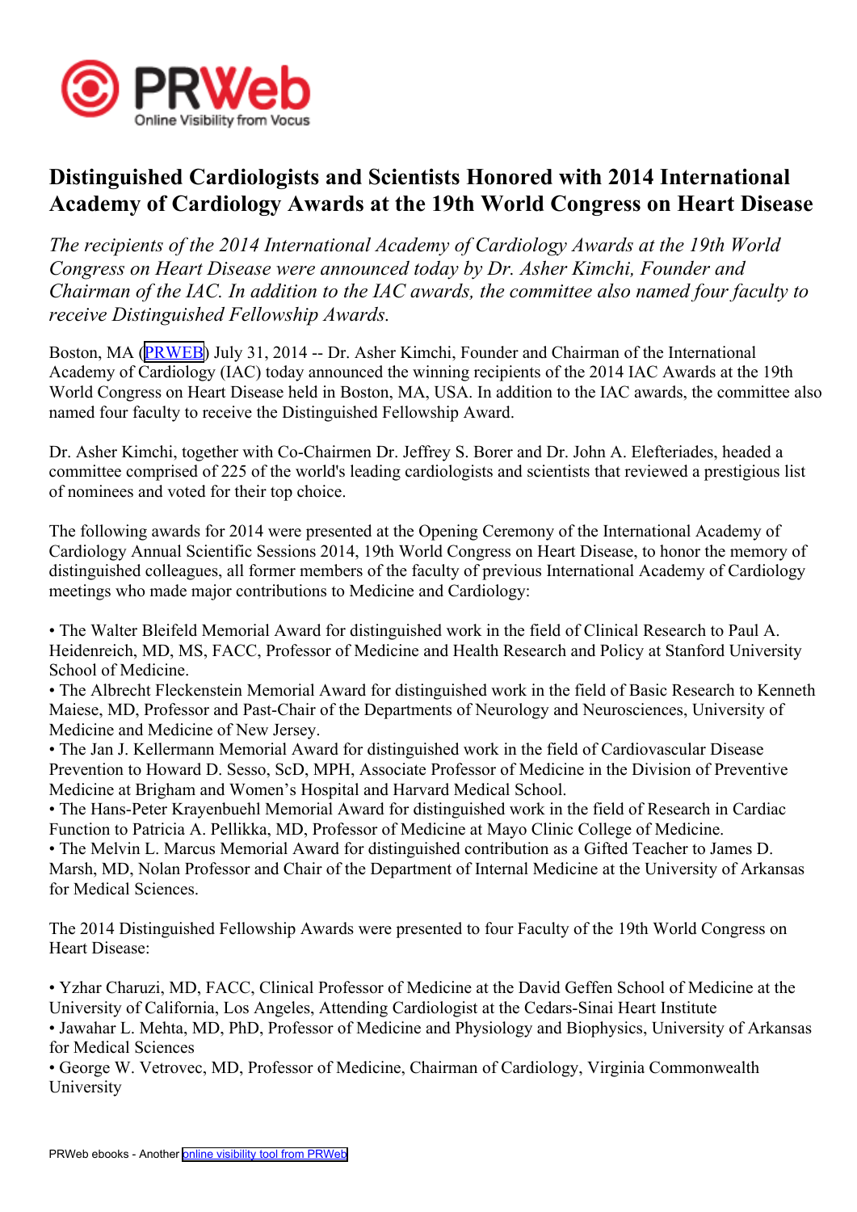# Distinguished Cardiologists and Scientists Honored with 2014 International Academy of Cardiology Awards at the 19th World Congress on Heart Disease

*The recipients of the 2014 International Academy of Cardiology Awards at the 19th World Congress on Heart Disease were announced today by Dr. Asher Kimchi, Founder and Chairman of the IAC. In addition to the IAC awards, the committee also named four faculty to receive Distinguished Fellowship Awards.*

Boston, MA (PRWEB) July 31, 2014 -- Dr. Asher Kimchi, Founder and Chairman of the International Academy of Cardiology (IAC) today announced the winning recipients of the 2014 IAC Awards at the 19th World Congress on Heart Disease held in Boston, MA, USA. In addition to the IAC awards, the committee also named four faculty to receive the Distinguished Fellowship Award.

Dr. Asher Kimchi, together with Co-Chairmen Dr. Jeffrey S. Borer and Dr. John A. Elefteriades, headed a committee comprised of 225 of the world's leading cardiologists and scientists that reviewed a prestigious list of nominees and voted for their top choice.

The following awards for 2014 were presented at the Opening Ceremony of the International Academy of Cardiology Annual Scientific Sessions 2014, 19th World Congress on Heart Disease, to honor the memory of distinguished colleagues, all former members of the faculty of previous International Academy of Cardiology meetings who made major contributions to Medicine and Cardiology:

- The Walter Bleifeld Memorial Award for distinguished work in the field of Clinical Research to Paul A. Heidenreich, MD, MS, FACC, Professor of Medicine and Health Research and Policy at Stanford University School of Medicine.
- The Albrecht Fleckenstein Memorial Award for distinguished work in the field of Basic Research to Kenneth Maiese, MD, Professor and Past-Chair of the Departments of Neurology and Neurosciences, University of Medicine and Medicine of New Jersey.
- The Jan J. Kellermann Memorial Award for distinguished work in the field of Cardiovascular Disease Prevention to Howard D. Sesso, ScD, MPH, Associate Professor of Medicine in the Division of Preventive Medicine at Brigham and Women's Hospital and Harvard Medical School.
- The Hans-Peter Krayenbuehl Memorial Award for distinguished work in the field of Research in Cardiac Function to Patricia A. Pellikka, MD, Professor of Medicine at Mayo Clinic College of Medicine.
- The Melvin L. Marcus Memorial Award for distinguished contribution as a Gifted Teacher to James D. Marsh, MD, Nolan Professor and Chair of the Department of Internal Medicine at the University of Arkansas for Medical Sciences.

The 2014 Distinguished Fellowship Awards were presented to four Faculty of the 19th World Congress on Heart Disease:

- Yzhar Charuzi, MD, FACC, Clinical Professor of Medicine at the David Geffen School of Medicine at the University of California, Los Angeles, Attending Cardiologist at the Cedars-Sinai Heart Institute
- Jawahar L. Mehta, MD, PhD, Professor of Medicine and Physiology and Biophysics, University of Arkansas for Medical Sciences
- George W. Vetrovec, MD, Professor of Medicine, Chairman of Cardiology, Virginia Commonwealth University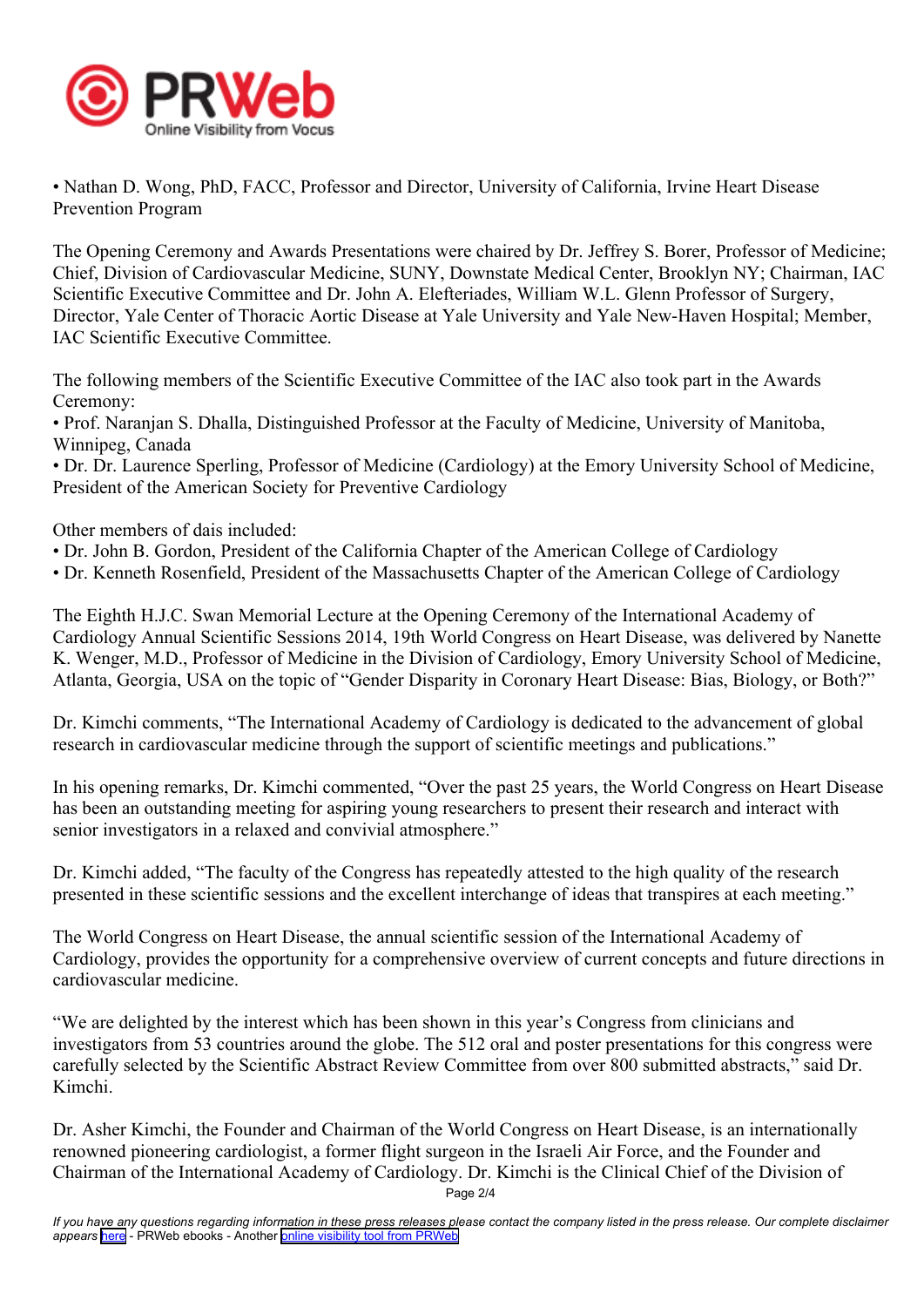• Nathan D. Wong, PhD, FACC, Professor and Director, University of California, Irvine Heart Disease Prevention Program

The Opening Ceremony and Awards Presentations were chaired by Dr. Jeffrey S. Borer, Professor of Medicine; Chief, Division of Cardiovascular Medicine, SUNY, Downstate Medical Center, Brooklyn NY; Chairman, IAC Scientific Executive Committee and Dr. John A. Elefteriades, William W.L. Glenn Professor of Surgery, Director, Yale Center of Thoracic Aortic Disease at Yale University and Yale New-Haven Hospital; Member, IAC Scientific Executive Committee.

The following members of the Scientific Executive Committee of the IAC also took part in the Awards Ceremony:
• Prof. Naranjan S. Dhalla, Distinguished Professor at the Faculty of Medicine, University of Manitoba, Winnipeg, Canada
• Dr. Dr. Laurence Sperling, Professor of Medicine (Cardiology) at the Emory University School of Medicine, President of the American Society for Preventive Cardiology

Other members of dais included:
• Dr. John B. Gordon, President of the California Chapter of the American College of Cardiology
• Dr. Kenneth Rosenfield, President of the Massachusetts Chapter of the American College of Cardiology

The Eighth H.J.C. Swan Memorial Lecture at the Opening Ceremony of the International Academy of Cardiology Annual Scientific Sessions 2014, 19th World Congress on Heart Disease, was delivered by Nanette K. Wenger, M.D., Professor of Medicine in the Division of Cardiology, Emory University School of Medicine, Atlanta, Georgia, USA on the topic of "Gender Disparity in Coronary Heart Disease: Bias, Biology, or Both?"

Dr. Kimchi comments, "The International Academy of Cardiology is dedicated to the advancement of global research in cardiovascular medicine through the support of scientific meetings and publications."

In his opening remarks, Dr. Kimchi commented, "Over the past 25 years, the World Congress on Heart Disease has been an outstanding meeting for aspiring young researchers to present their research and interact with senior investigators in a relaxed and convivial atmosphere."

Dr. Kimchi added, "The faculty of the Congress has repeatedly attested to the high quality of the research presented in these scientific sessions and the excellent interchange of ideas that transpires at each meeting."

The World Congress on Heart Disease, the annual scientific session of the International Academy of Cardiology, provides the opportunity for a comprehensive overview of current concepts and future directions in cardiovascular medicine.

"We are delighted by the interest which has been shown in this year's Congress from clinicians and investigators from 53 countries around the globe. The 512 oral and poster presentations for this congress were carefully selected by the Scientific Abstract Review Committee from over 800 submitted abstracts," said Dr. Kimchi.

Dr. Asher Kimchi, the Founder and Chairman of the World Congress on Heart Disease, is an internationally renowned pioneering cardiologist, a former flight surgeon in the Israeli Air Force, and the Founder and Chairman of the International Academy of Cardiology. Dr. Kimchi is the Clinical Chief of the Division of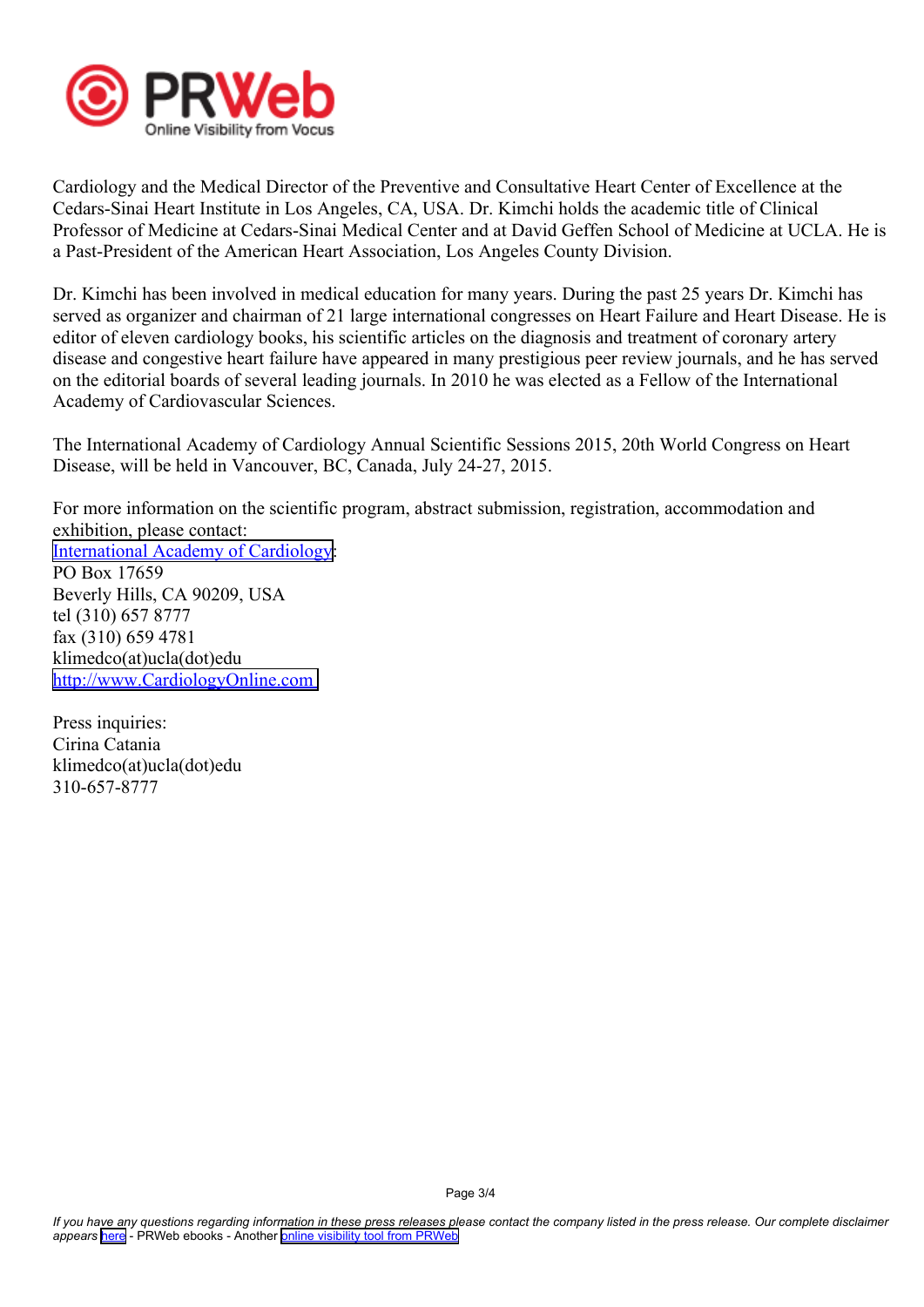Cardiology and the Medical Director of the Preventive and Consultative Heart Center of Excellence at the Cedars-Sinai Heart Institute in Los Angeles, CA, USA. Dr. Kimchi holds the academic title of Clinical Professor of Medicine at Cedars-Sinai Medical Center and at David Geffen School of Medicine at UCLA. He is a Past-President of the American Heart Association, Los Angeles County Division.

Dr. Kimchi has been involved in medical education for many years. During the past 25 years Dr. Kimchi has served as organizer and chairman of 21 large international congresses on Heart Failure and Heart Disease. He is editor of eleven cardiology books, his scientific articles on the diagnosis and treatment of coronary artery disease and congestive heart failure have appeared in many prestigious peer review journals, and he has served on the editorial boards of several leading journals. In 2010 he was elected as a Fellow of the International Academy of Cardiovascular Sciences.

The International Academy of Cardiology Annual Scientific Sessions 2015, 20th World Congress on Heart Disease, will be held in Vancouver, BC, Canada, July 24-27, 2015.

For more information on the scientific program, abstract submission, registration, accommodation and exhibition, please contact:
International Academy of Cardiology:
PO Box 17659
Beverly Hills, CA 90209, USA
tel (310) 657 8777
fax (310) 659 4781
klimedco(at)ucla(dot)edu
http://www.CardiologyOnline.com

Press inquiries:
Cirina Catania
klimedco(at)ucla(dot)edu
310-657-8777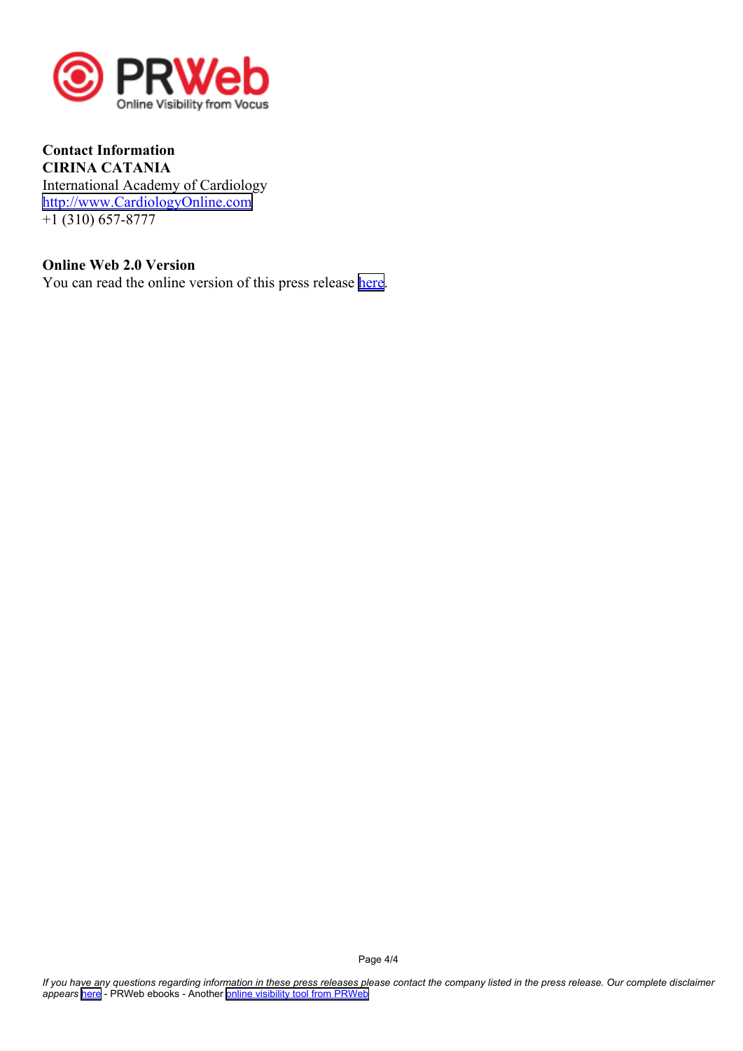**Contact Information**
**CIRINA CATANIA**
International Academy of Cardiology
http://www.CardiologyOnline.com
+1 (310) 657-8777

**Online Web 2.0 Version**
You can read the online version of this press release here.

*If you have any questions regarding information in these press releases please contact the company listed in the press release. Our complete disclaimer appears here* - PRWeb ebooks - Another online visibility tool from PRWeb